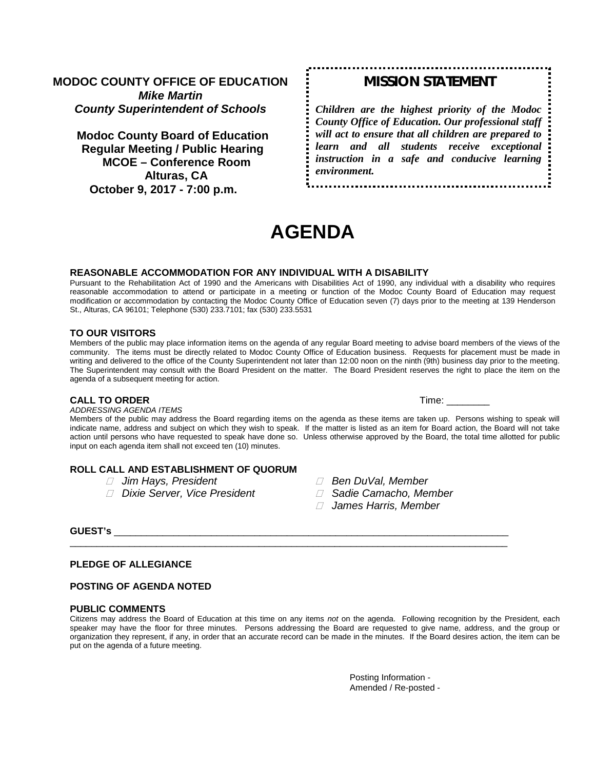**MODOC COUNTY OFFICE OF EDUCATION**
***Mike Martin***
***County Superintendent of Schools***

**Modoc County Board of Education**
**Regular Meeting / Public Hearing**
**MCOE – Conference Room**
**Alturas, CA**
**October 9, 2017 - 7:00 p.m.**

## MISSION STATEMENT

***Children are the highest priority of the Modoc County Office of Education. Our professional staff will act to ensure that all children are prepared to learn and all students receive exceptional instruction in a safe and conducive learning environment.***

# AGENDA

### REASONABLE ACCOMMODATION FOR ANY INDIVIDUAL WITH A DISABILITY

Pursuant to the Rehabilitation Act of 1990 and the Americans with Disabilities Act of 1990, any individual with a disability who requires reasonable accommodation to attend or participate in a meeting or function of the Modoc County Board of Education may request modification or accommodation by contacting the Modoc County Office of Education seven (7) days prior to the meeting at 139 Henderson St., Alturas, CA 96101; Telephone (530) 233.7101; fax (530) 233.5531

### TO OUR VISITORS

Members of the public may place information items on the agenda of any regular Board meeting to advise board members of the views of the community. The items must be directly related to Modoc County Office of Education business. Requests for placement must be made in writing and delivered to the office of the County Superintendent not later than 12:00 noon on the ninth (9th) business day prior to the meeting. The Superintendent may consult with the Board President on the matter. The Board President reserves the right to place the item on the agenda of a subsequent meeting for action.

### CALL TO ORDER

Time: ________

*ADDRESSING AGENDA ITEMS*

Members of the public may address the Board regarding items on the agenda as these items are taken up. Persons wishing to speak will indicate name, address and subject on which they wish to speak. If the matter is listed as an item for Board action, the Board will not take action until persons who have requested to speak have done so. Unless otherwise approved by the Board, the total time allotted for public input on each agenda item shall not exceed ten (10) minutes.

### ROLL CALL AND ESTABLISHMENT OF QUORUM

- ☐ *Jim Hays, President*
- ☐ *Dixie Server, Vice President*
- ☐ *Ben DuVal, Member*
- ☐ *Sadie Camacho, Member*
- ☐ *James Harris, Member*

**GUEST's** ______________________________________________________________________________

______________________________________________________________________________________

### PLEDGE OF ALLEGIANCE

### POSTING OF AGENDA NOTED

### PUBLIC COMMENTS

Citizens may address the Board of Education at this time on any items *not* on the agenda. Following recognition by the President, each speaker may have the floor for three minutes. Persons addressing the Board are requested to give name, address, and the group or organization they represent, if any, in order that an accurate record can be made in the minutes. If the Board desires action, the item can be put on the agenda of a future meeting.

Posting Information -
Amended / Re-posted -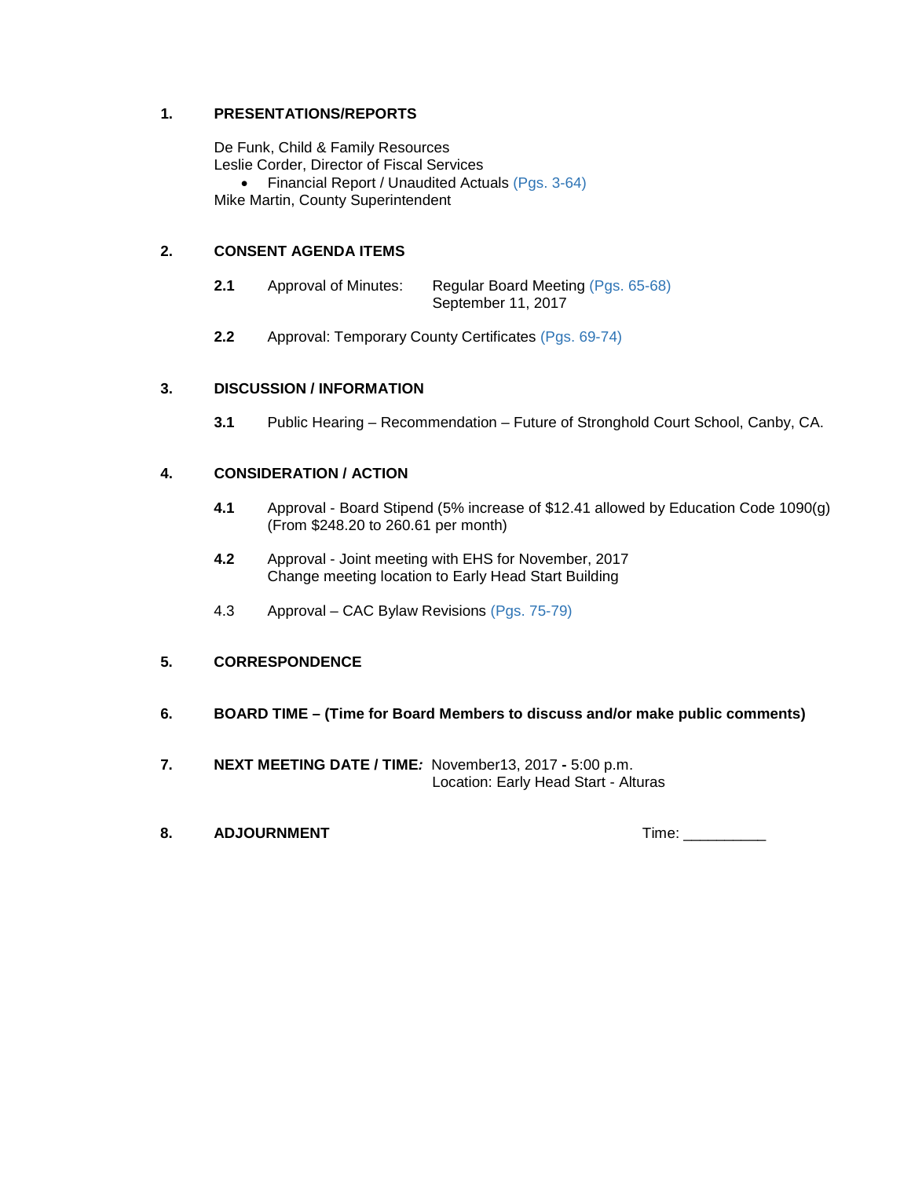**1. PRESENTATIONS/REPORTS**

De Funk, Child & Family Resources
Leslie Corder, Director of Fiscal Services

- Financial Report / Unaudited Actuals (Pgs. 3-64)

Mike Martin, County Superintendent

**2. CONSENT AGENDA ITEMS**

**2.1** Approval of Minutes: Regular Board Meeting (Pgs. 65-68)
September 11, 2017

**2.2** Approval: Temporary County Certificates (Pgs. 69-74)

**3. DISCUSSION / INFORMATION**

**3.1** Public Hearing – Recommendation – Future of Stronghold Court School, Canby, CA.

**4. CONSIDERATION / ACTION**

**4.1** Approval - Board Stipend (5% increase of $12.41 allowed by Education Code 1090(g) (From $248.20 to 260.61 per month)

**4.2** Approval - Joint meeting with EHS for November, 2017
Change meeting location to Early Head Start Building

4.3 Approval – CAC Bylaw Revisions (Pgs. 75-79)

**5. CORRESPONDENCE**

**6. BOARD TIME – (Time for Board Members to discuss and/or make public comments)**

**7. NEXT MEETING DATE / TIME*:*** November13, 2017 **-** 5:00 p.m.
Location: Early Head Start - Alturas

**8. ADJOURNMENT** Time: __________